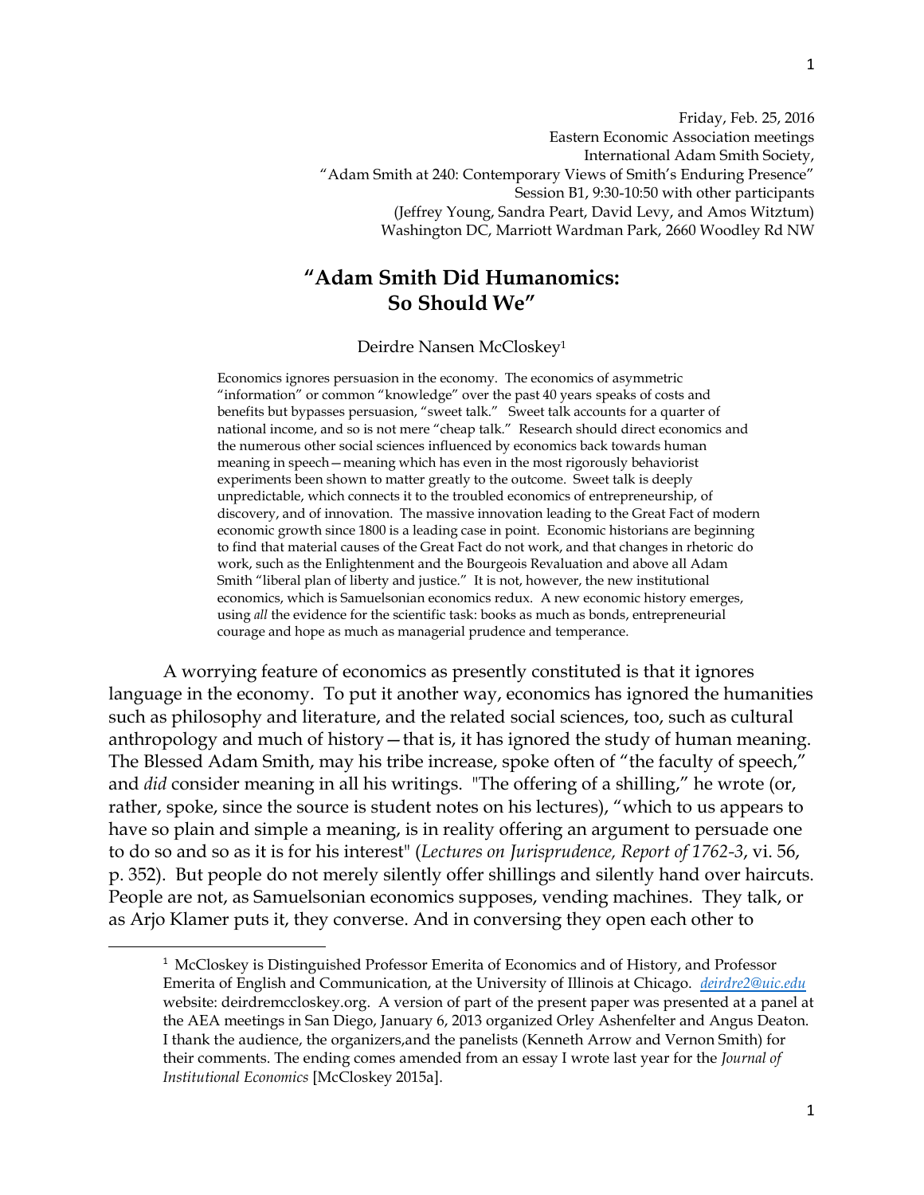Friday, Feb. 25, 2016
Eastern Economic Association meetings
International Adam Smith Society,
"Adam Smith at 240: Contemporary Views of Smith's Enduring Presence"
Session B1, 9:30-10:50 with other participants
(Jeffrey Young, Sandra Peart, David Levy, and Amos Witztum)
Washington DC, Marriott Wardman Park, 2660 Woodley Rd NW

# "Adam Smith Did Humanomics: So Should We"

Deirdre Nansen McCloskey[1]

Economics ignores persuasion in the economy. The economics of asymmetric "information" or common "knowledge" over the past 40 years speaks of costs and benefits but bypasses persuasion, "sweet talk." Sweet talk accounts for a quarter of national income, and so is not mere "cheap talk." Research should direct economics and the numerous other social sciences influenced by economics back towards human meaning in speech—meaning which has even in the most rigorously behaviorist experiments been shown to matter greatly to the outcome. Sweet talk is deeply unpredictable, which connects it to the troubled economics of entrepreneurship, of discovery, and of innovation. The massive innovation leading to the Great Fact of modern economic growth since 1800 is a leading case in point. Economic historians are beginning to find that material causes of the Great Fact do not work, and that changes in rhetoric do work, such as the Enlightenment and the Bourgeois Revaluation and above all Adam Smith "liberal plan of liberty and justice." It is not, however, the new institutional economics, which is Samuelsonian economics redux. A new economic history emerges, using *all* the evidence for the scientific task: books as much as bonds, entrepreneurial courage and hope as much as managerial prudence and temperance.

A worrying feature of economics as presently constituted is that it ignores language in the economy. To put it another way, economics has ignored the humanities such as philosophy and literature, and the related social sciences, too, such as cultural anthropology and much of history—that is, it has ignored the study of human meaning. The Blessed Adam Smith, may his tribe increase, spoke often of "the faculty of speech," and *did* consider meaning in all his writings. "The offering of a shilling," he wrote (or, rather, spoke, since the source is student notes on his lectures), "which to us appears to have so plain and simple a meaning, is in reality offering an argument to persuade one to do so and so as it is for his interest" (*Lectures on Jurisprudence, Report of 1762-3*, vi. 56, p. 352). But people do not merely silently offer shillings and silently hand over haircuts. People are not, as Samuelsonian economics supposes, vending machines. They talk, or as Arjo Klamer puts it, they converse. And in conversing they open each other to

---

[1] McCloskey is Distinguished Professor Emerita of Economics and of History, and Professor Emerita of English and Communication, at the University of Illinois at Chicago. *deirdre2@uic.edu* website: deirdremccloskey.org. A version of part of the present paper was presented at a panel at the AEA meetings in San Diego, January 6, 2013 organized Orley Ashenfelter and Angus Deaton. I thank the audience, the organizers,and the panelists (Kenneth Arrow and Vernon Smith) for their comments. The ending comes amended from an essay I wrote last year for the *Journal of Institutional Economics* [McCloskey 2015a].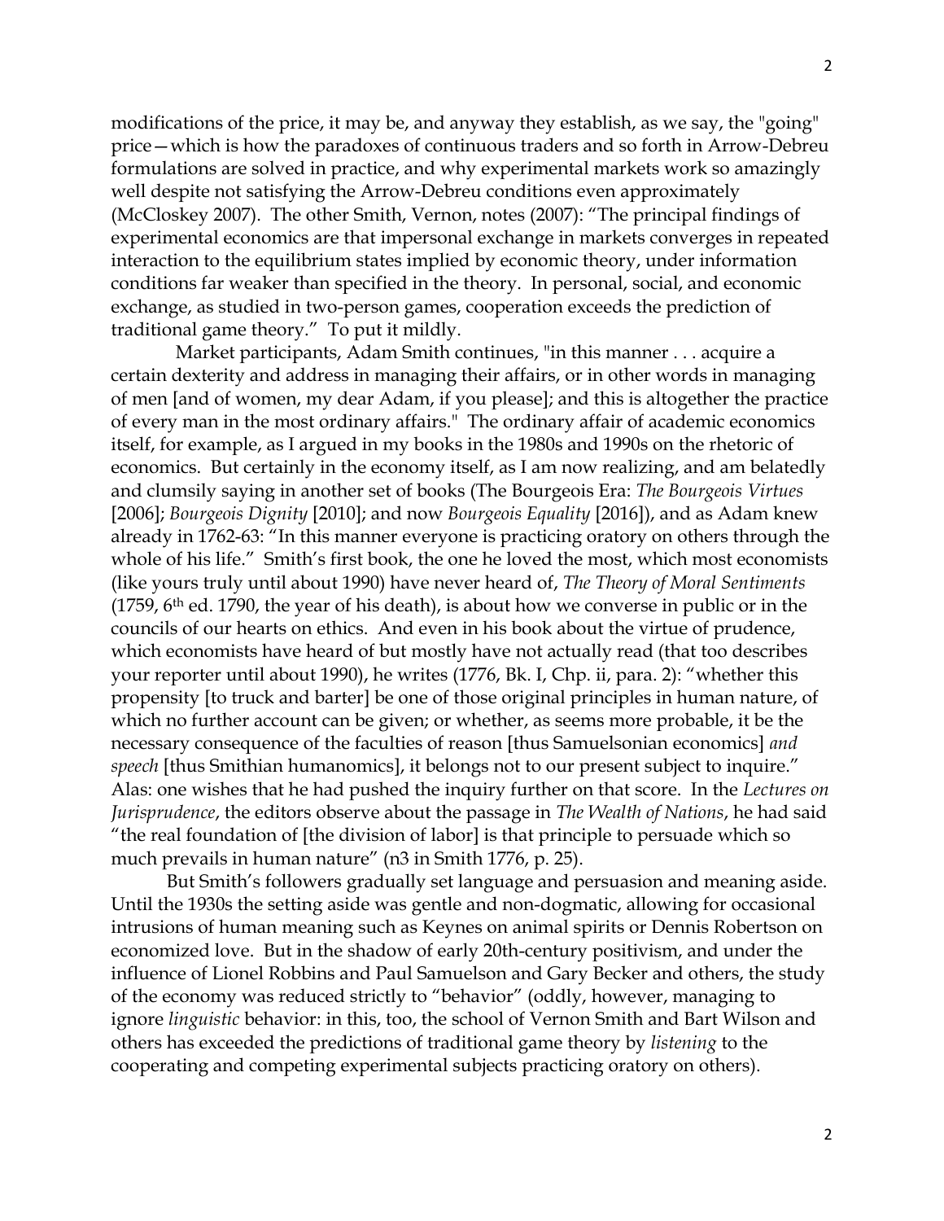modifications of the price, it may be, and anyway they establish, as we say, the "going" price—which is how the paradoxes of continuous traders and so forth in Arrow-Debreu formulations are solved in practice, and why experimental markets work so amazingly well despite not satisfying the Arrow-Debreu conditions even approximately (McCloskey 2007). The other Smith, Vernon, notes (2007): "The principal findings of experimental economics are that impersonal exchange in markets converges in repeated interaction to the equilibrium states implied by economic theory, under information conditions far weaker than specified in the theory. In personal, social, and economic exchange, as studied in two-person games, cooperation exceeds the prediction of traditional game theory." To put it mildly.

Market participants, Adam Smith continues, "in this manner . . . acquire a certain dexterity and address in managing their affairs, or in other words in managing of men [and of women, my dear Adam, if you please]; and this is altogether the practice of every man in the most ordinary affairs." The ordinary affair of academic economics itself, for example, as I argued in my books in the 1980s and 1990s on the rhetoric of economics. But certainly in the economy itself, as I am now realizing, and am belatedly and clumsily saying in another set of books (The Bourgeois Era: *The Bourgeois Virtues* [2006]; *Bourgeois Dignity* [2010]; and now *Bourgeois Equality* [2016]), and as Adam knew already in 1762-63: "In this manner everyone is practicing oratory on others through the whole of his life." Smith's first book, the one he loved the most, which most economists (like yours truly until about 1990) have never heard of, *The Theory of Moral Sentiments* (1759, 6th ed. 1790, the year of his death), is about how we converse in public or in the councils of our hearts on ethics. And even in his book about the virtue of prudence, which economists have heard of but mostly have not actually read (that too describes your reporter until about 1990), he writes (1776, Bk. I, Chp. ii, para. 2): "whether this propensity [to truck and barter] be one of those original principles in human nature, of which no further account can be given; or whether, as seems more probable, it be the necessary consequence of the faculties of reason [thus Samuelsonian economics] *and speech* [thus Smithian humanomics], it belongs not to our present subject to inquire." Alas: one wishes that he had pushed the inquiry further on that score. In the *Lectures on Jurisprudence*, the editors observe about the passage in *The Wealth of Nations*, he had said "the real foundation of [the division of labor] is that principle to persuade which so much prevails in human nature" (n3 in Smith 1776, p. 25).

But Smith's followers gradually set language and persuasion and meaning aside. Until the 1930s the setting aside was gentle and non-dogmatic, allowing for occasional intrusions of human meaning such as Keynes on animal spirits or Dennis Robertson on economized love. But in the shadow of early 20th-century positivism, and under the influence of Lionel Robbins and Paul Samuelson and Gary Becker and others, the study of the economy was reduced strictly to "behavior" (oddly, however, managing to ignore *linguistic* behavior: in this, too, the school of Vernon Smith and Bart Wilson and others has exceeded the predictions of traditional game theory by *listening* to the cooperating and competing experimental subjects practicing oratory on others).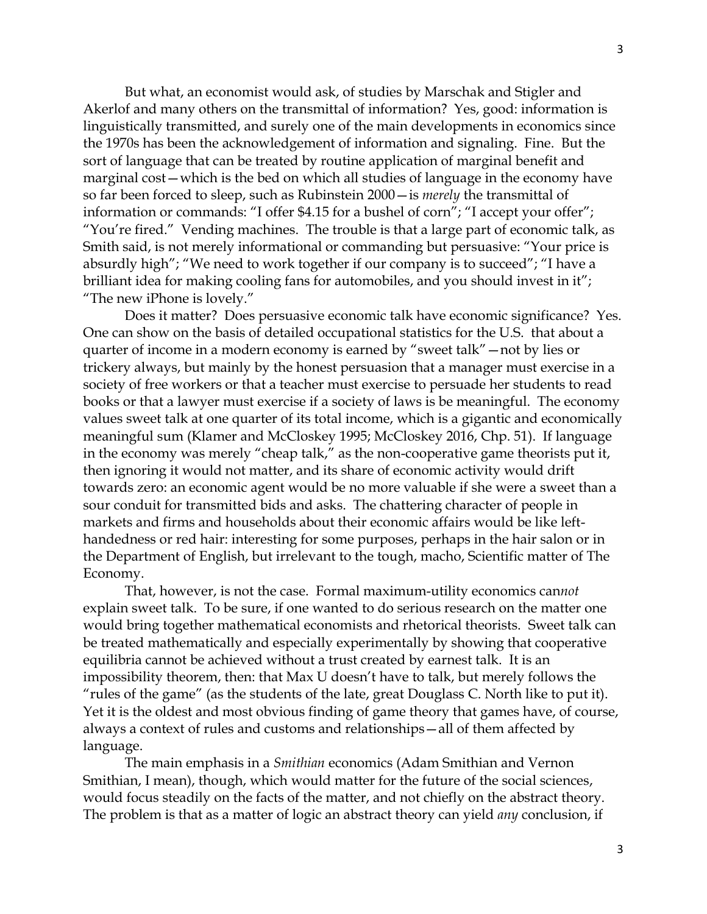But what, an economist would ask, of studies by Marschak and Stigler and Akerlof and many others on the transmittal of information? Yes, good: information is linguistically transmitted, and surely one of the main developments in economics since the 1970s has been the acknowledgement of information and signaling. Fine. But the sort of language that can be treated by routine application of marginal benefit and marginal cost—which is the bed on which all studies of language in the economy have so far been forced to sleep, such as Rubinstein 2000—is *merely* the transmittal of information or commands: "I offer $4.15 for a bushel of corn"; "I accept your offer"; "You're fired." Vending machines. The trouble is that a large part of economic talk, as Smith said, is not merely informational or commanding but persuasive: "Your price is absurdly high"; "We need to work together if our company is to succeed"; "I have a brilliant idea for making cooling fans for automobiles, and you should invest in it"; "The new iPhone is lovely."

Does it matter? Does persuasive economic talk have economic significance? Yes. One can show on the basis of detailed occupational statistics for the U.S. that about a quarter of income in a modern economy is earned by "sweet talk"—not by lies or trickery always, but mainly by the honest persuasion that a manager must exercise in a society of free workers or that a teacher must exercise to persuade her students to read books or that a lawyer must exercise if a society of laws is be meaningful. The economy values sweet talk at one quarter of its total income, which is a gigantic and economically meaningful sum (Klamer and McCloskey 1995; McCloskey 2016, Chp. 51). If language in the economy was merely "cheap talk," as the non-cooperative game theorists put it, then ignoring it would not matter, and its share of economic activity would drift towards zero: an economic agent would be no more valuable if she were a sweet than a sour conduit for transmitted bids and asks. The chattering character of people in markets and firms and households about their economic affairs would be like left-handedness or red hair: interesting for some purposes, perhaps in the hair salon or in the Department of English, but irrelevant to the tough, macho, Scientific matter of The Economy.

That, however, is not the case. Formal maximum-utility economics can*not* explain sweet talk. To be sure, if one wanted to do serious research on the matter one would bring together mathematical economists and rhetorical theorists. Sweet talk can be treated mathematically and especially experimentally by showing that cooperative equilibria cannot be achieved without a trust created by earnest talk. It is an impossibility theorem, then: that Max U doesn't have to talk, but merely follows the "rules of the game" (as the students of the late, great Douglass C. North like to put it). Yet it is the oldest and most obvious finding of game theory that games have, of course, always a context of rules and customs and relationships—all of them affected by language.

The main emphasis in a *Smithian* economics (Adam Smithian and Vernon Smithian, I mean), though, which would matter for the future of the social sciences, would focus steadily on the facts of the matter, and not chiefly on the abstract theory. The problem is that as a matter of logic an abstract theory can yield *any* conclusion, if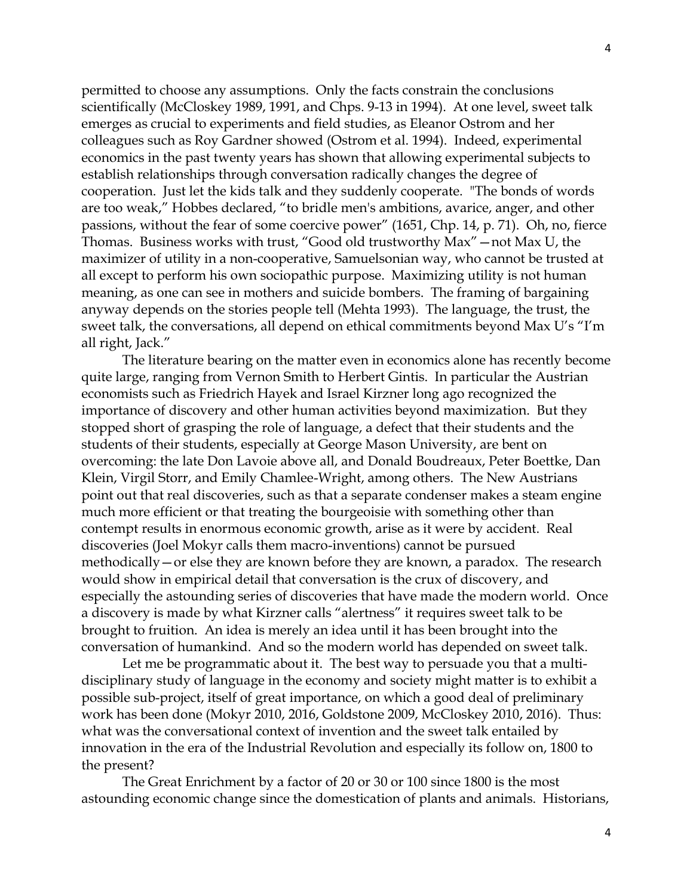permitted to choose any assumptions. Only the facts constrain the conclusions scientifically (McCloskey 1989, 1991, and Chps. 9-13 in 1994). At one level, sweet talk emerges as crucial to experiments and field studies, as Eleanor Ostrom and her colleagues such as Roy Gardner showed (Ostrom et al. 1994). Indeed, experimental economics in the past twenty years has shown that allowing experimental subjects to establish relationships through conversation radically changes the degree of cooperation. Just let the kids talk and they suddenly cooperate. "The bonds of words are too weak," Hobbes declared, "to bridle men's ambitions, avarice, anger, and other passions, without the fear of some coercive power" (1651, Chp. 14, p. 71). Oh, no, fierce Thomas. Business works with trust, "Good old trustworthy Max"—not Max U, the maximizer of utility in a non-cooperative, Samuelsonian way, who cannot be trusted at all except to perform his own sociopathic purpose. Maximizing utility is not human meaning, as one can see in mothers and suicide bombers. The framing of bargaining anyway depends on the stories people tell (Mehta 1993). The language, the trust, the sweet talk, the conversations, all depend on ethical commitments beyond Max U's "I'm all right, Jack."

The literature bearing on the matter even in economics alone has recently become quite large, ranging from Vernon Smith to Herbert Gintis. In particular the Austrian economists such as Friedrich Hayek and Israel Kirzner long ago recognized the importance of discovery and other human activities beyond maximization. But they stopped short of grasping the role of language, a defect that their students and the students of their students, especially at George Mason University, are bent on overcoming: the late Don Lavoie above all, and Donald Boudreaux, Peter Boettke, Dan Klein, Virgil Storr, and Emily Chamlee-Wright, among others. The New Austrians point out that real discoveries, such as that a separate condenser makes a steam engine much more efficient or that treating the bourgeoisie with something other than contempt results in enormous economic growth, arise as it were by accident. Real discoveries (Joel Mokyr calls them macro-inventions) cannot be pursued methodically—or else they are known before they are known, a paradox. The research would show in empirical detail that conversation is the crux of discovery, and especially the astounding series of discoveries that have made the modern world. Once a discovery is made by what Kirzner calls "alertness" it requires sweet talk to be brought to fruition. An idea is merely an idea until it has been brought into the conversation of humankind. And so the modern world has depended on sweet talk.

Let me be programmatic about it. The best way to persuade you that a multi-disciplinary study of language in the economy and society might matter is to exhibit a possible sub-project, itself of great importance, on which a good deal of preliminary work has been done (Mokyr 2010, 2016, Goldstone 2009, McCloskey 2010, 2016). Thus: what was the conversational context of invention and the sweet talk entailed by innovation in the era of the Industrial Revolution and especially its follow on, 1800 to the present?

The Great Enrichment by a factor of 20 or 30 or 100 since 1800 is the most astounding economic change since the domestication of plants and animals. Historians,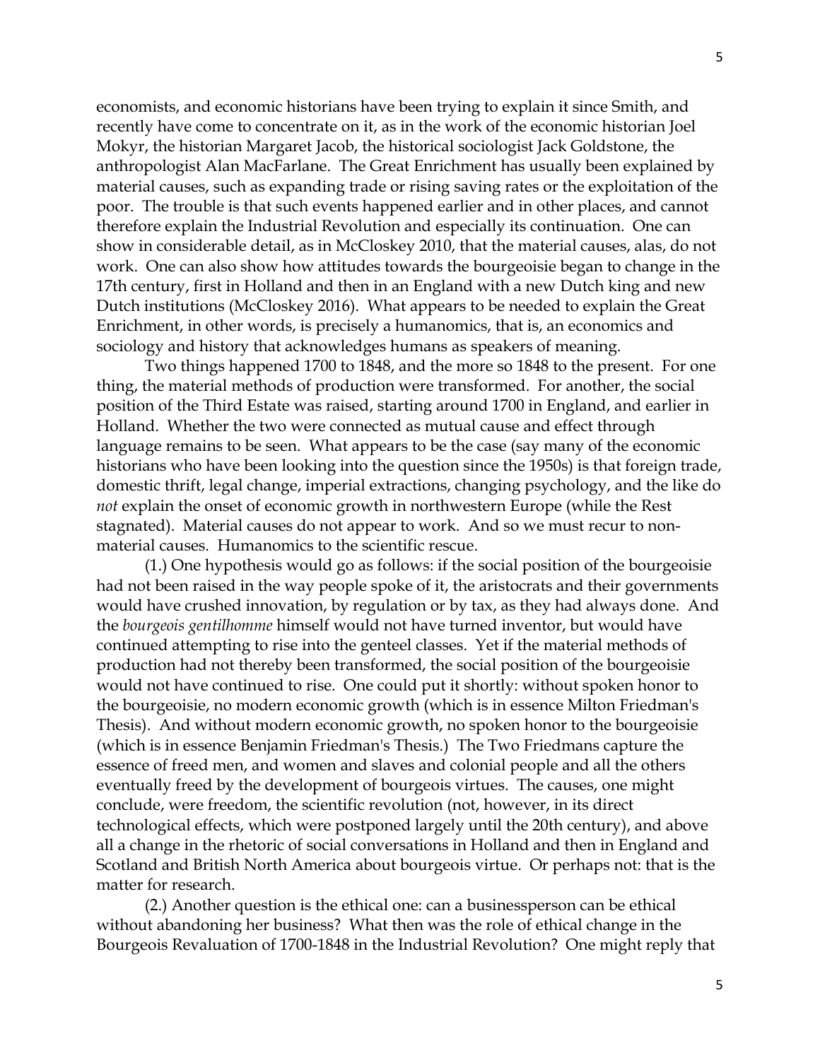economists, and economic historians have been trying to explain it since Smith, and recently have come to concentrate on it, as in the work of the economic historian Joel Mokyr, the historian Margaret Jacob, the historical sociologist Jack Goldstone, the anthropologist Alan MacFarlane. The Great Enrichment has usually been explained by material causes, such as expanding trade or rising saving rates or the exploitation of the poor. The trouble is that such events happened earlier and in other places, and cannot therefore explain the Industrial Revolution and especially its continuation. One can show in considerable detail, as in McCloskey 2010, that the material causes, alas, do not work. One can also show how attitudes towards the bourgeoisie began to change in the 17th century, first in Holland and then in an England with a new Dutch king and new Dutch institutions (McCloskey 2016). What appears to be needed to explain the Great Enrichment, in other words, is precisely a humanomics, that is, an economics and sociology and history that acknowledges humans as speakers of meaning.

Two things happened 1700 to 1848, and the more so 1848 to the present. For one thing, the material methods of production were transformed. For another, the social position of the Third Estate was raised, starting around 1700 in England, and earlier in Holland. Whether the two were connected as mutual cause and effect through language remains to be seen. What appears to be the case (say many of the economic historians who have been looking into the question since the 1950s) is that foreign trade, domestic thrift, legal change, imperial extractions, changing psychology, and the like do *not* explain the onset of economic growth in northwestern Europe (while the Rest stagnated). Material causes do not appear to work. And so we must recur to non-material causes. Humanomics to the scientific rescue.

(1.) One hypothesis would go as follows: if the social position of the bourgeoisie had not been raised in the way people spoke of it, the aristocrats and their governments would have crushed innovation, by regulation or by tax, as they had always done. And the *bourgeois gentilhomme* himself would not have turned inventor, but would have continued attempting to rise into the genteel classes. Yet if the material methods of production had not thereby been transformed, the social position of the bourgeoisie would not have continued to rise. One could put it shortly: without spoken honor to the bourgeoisie, no modern economic growth (which is in essence Milton Friedman's Thesis). And without modern economic growth, no spoken honor to the bourgeoisie (which is in essence Benjamin Friedman's Thesis.) The Two Friedmans capture the essence of freed men, and women and slaves and colonial people and all the others eventually freed by the development of bourgeois virtues. The causes, one might conclude, were freedom, the scientific revolution (not, however, in its direct technological effects, which were postponed largely until the 20th century), and above all a change in the rhetoric of social conversations in Holland and then in England and Scotland and British North America about bourgeois virtue. Or perhaps not: that is the matter for research.

(2.) Another question is the ethical one: can a businessperson can be ethical without abandoning her business? What then was the role of ethical change in the Bourgeois Revaluation of 1700-1848 in the Industrial Revolution? One might reply that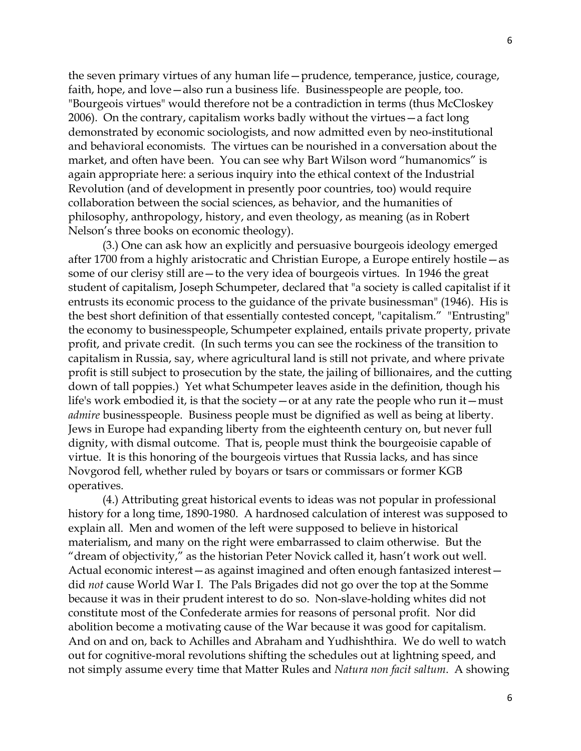the seven primary virtues of any human life—prudence, temperance, justice, courage, faith, hope, and love—also run a business life. Businesspeople are people, too. "Bourgeois virtues" would therefore not be a contradiction in terms (thus McCloskey 2006). On the contrary, capitalism works badly without the virtues—a fact long demonstrated by economic sociologists, and now admitted even by neo-institutional and behavioral economists. The virtues can be nourished in a conversation about the market, and often have been. You can see why Bart Wilson word "humanomics" is again appropriate here: a serious inquiry into the ethical context of the Industrial Revolution (and of development in presently poor countries, too) would require collaboration between the social sciences, as behavior, and the humanities of philosophy, anthropology, history, and even theology, as meaning (as in Robert Nelson's three books on economic theology).

(3.) One can ask how an explicitly and persuasive bourgeois ideology emerged after 1700 from a highly aristocratic and Christian Europe, a Europe entirely hostile—as some of our clerisy still are—to the very idea of bourgeois virtues. In 1946 the great student of capitalism, Joseph Schumpeter, declared that "a society is called capitalist if it entrusts its economic process to the guidance of the private businessman" (1946). His is the best short definition of that essentially contested concept, "capitalism." "Entrusting" the economy to businesspeople, Schumpeter explained, entails private property, private profit, and private credit. (In such terms you can see the rockiness of the transition to capitalism in Russia, say, where agricultural land is still not private, and where private profit is still subject to prosecution by the state, the jailing of billionaires, and the cutting down of tall poppies.) Yet what Schumpeter leaves aside in the definition, though his life's work embodied it, is that the society—or at any rate the people who run it—must *admire* businesspeople. Business people must be dignified as well as being at liberty. Jews in Europe had expanding liberty from the eighteenth century on, but never full dignity, with dismal outcome. That is, people must think the bourgeoisie capable of virtue. It is this honoring of the bourgeois virtues that Russia lacks, and has since Novgorod fell, whether ruled by boyars or tsars or commissars or former KGB operatives.

(4.) Attributing great historical events to ideas was not popular in professional history for a long time, 1890-1980. A hardnosed calculation of interest was supposed to explain all. Men and women of the left were supposed to believe in historical materialism, and many on the right were embarrassed to claim otherwise. But the "dream of objectivity," as the historian Peter Novick called it, hasn't work out well. Actual economic interest—as against imagined and often enough fantasized interest—did *not* cause World War I. The Pals Brigades did not go over the top at the Somme because it was in their prudent interest to do so. Non-slave-holding whites did not constitute most of the Confederate armies for reasons of personal profit. Nor did abolition become a motivating cause of the War because it was good for capitalism. And on and on, back to Achilles and Abraham and Yudhishthira. We do well to watch out for cognitive-moral revolutions shifting the schedules out at lightning speed, and not simply assume every time that Matter Rules and *Natura non facit saltum*. A showing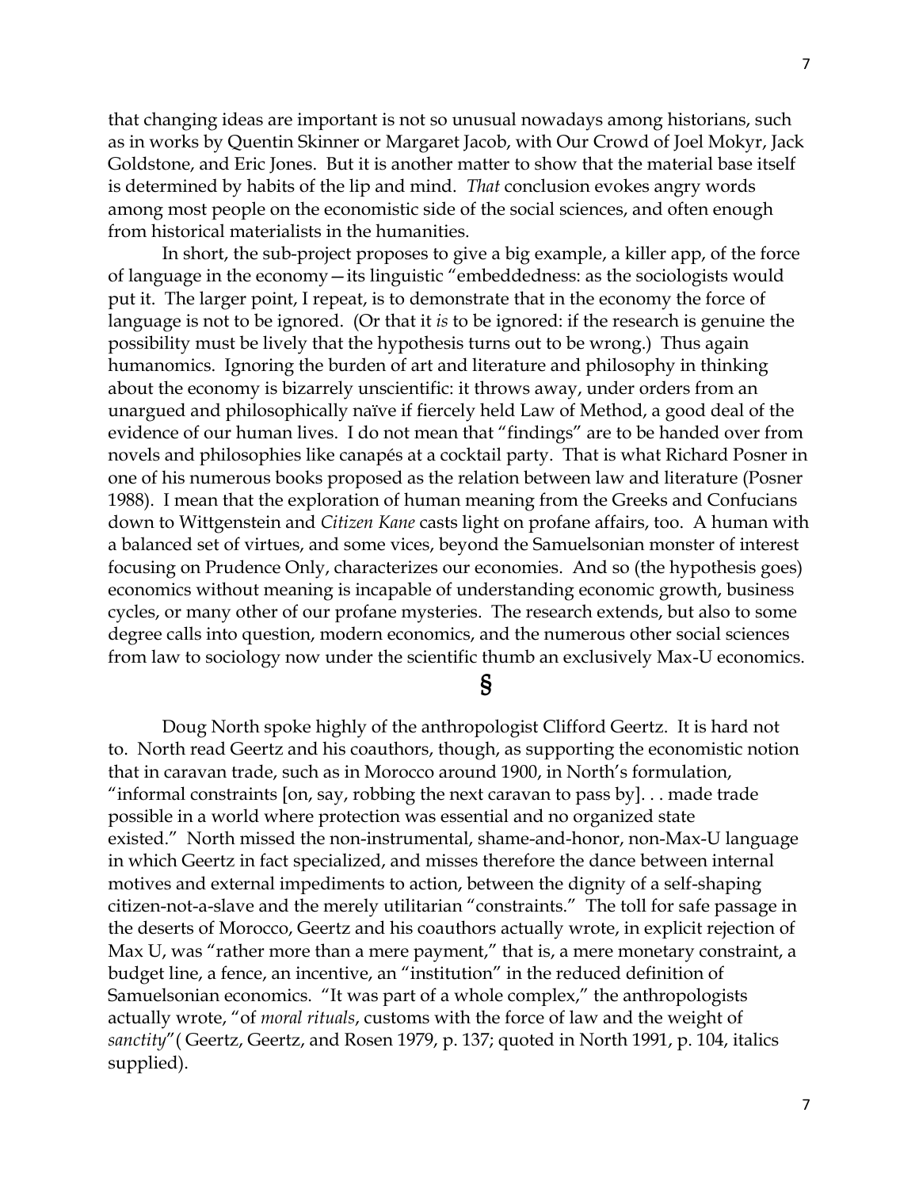that changing ideas are important is not so unusual nowadays among historians, such as in works by Quentin Skinner or Margaret Jacob, with Our Crowd of Joel Mokyr, Jack Goldstone, and Eric Jones. But it is another matter to show that the material base itself is determined by habits of the lip and mind. *That* conclusion evokes angry words among most people on the economistic side of the social sciences, and often enough from historical materialists in the humanities.

In short, the sub-project proposes to give a big example, a killer app, of the force of language in the economy—its linguistic "embeddedness: as the sociologists would put it. The larger point, I repeat, is to demonstrate that in the economy the force of language is not to be ignored. (Or that it *is* to be ignored: if the research is genuine the possibility must be lively that the hypothesis turns out to be wrong.) Thus again humanomics. Ignoring the burden of art and literature and philosophy in thinking about the economy is bizarrely unscientific: it throws away, under orders from an unargued and philosophically naïve if fiercely held Law of Method, a good deal of the evidence of our human lives. I do not mean that "findings" are to be handed over from novels and philosophies like canapés at a cocktail party. That is what Richard Posner in one of his numerous books proposed as the relation between law and literature (Posner 1988). I mean that the exploration of human meaning from the Greeks and Confucians down to Wittgenstein and *Citizen Kane* casts light on profane affairs, too. A human with a balanced set of virtues, and some vices, beyond the Samuelsonian monster of interest focusing on Prudence Only, characterizes our economies. And so (the hypothesis goes) economics without meaning is incapable of understanding economic growth, business cycles, or many other of our profane mysteries. The research extends, but also to some degree calls into question, modern economics, and the numerous other social sciences from law to sociology now under the scientific thumb an exclusively Max-U economics.

§

Doug North spoke highly of the anthropologist Clifford Geertz. It is hard not to. North read Geertz and his coauthors, though, as supporting the economistic notion that in caravan trade, such as in Morocco around 1900, in North's formulation, "informal constraints [on, say, robbing the next caravan to pass by]. . . made trade possible in a world where protection was essential and no organized state existed." North missed the non-instrumental, shame-and-honor, non-Max-U language in which Geertz in fact specialized, and misses therefore the dance between internal motives and external impediments to action, between the dignity of a self-shaping citizen-not-a-slave and the merely utilitarian "constraints." The toll for safe passage in the deserts of Morocco, Geertz and his coauthors actually wrote, in explicit rejection of Max U, was "rather more than a mere payment," that is, a mere monetary constraint, a budget line, a fence, an incentive, an "institution" in the reduced definition of Samuelsonian economics. "It was part of a whole complex," the anthropologists actually wrote, "of *moral rituals*, customs with the force of law and the weight of *sanctity*"( Geertz, Geertz, and Rosen 1979, p. 137; quoted in North 1991, p. 104, italics supplied).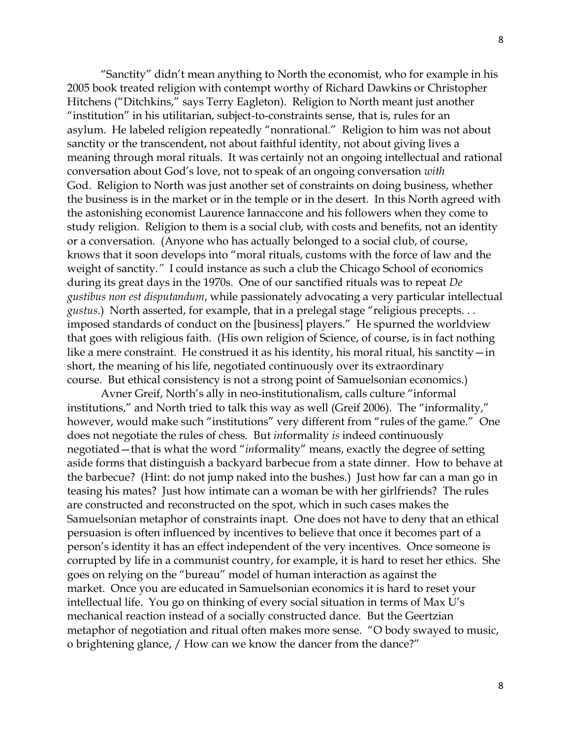"Sanctity" didn't mean anything to North the economist, who for example in his 2005 book treated religion with contempt worthy of Richard Dawkins or Christopher Hitchens ("Ditchkins," says Terry Eagleton). Religion to North meant just another "institution" in his utilitarian, subject-to-constraints sense, that is, rules for an asylum. He labeled religion repeatedly "nonrational." Religion to him was not about sanctity or the transcendent, not about faithful identity, not about giving lives a meaning through moral rituals. It was certainly not an ongoing intellectual and rational conversation about God's love, not to speak of an ongoing conversation *with* God. Religion to North was just another set of constraints on doing business, whether the business is in the market or in the temple or in the desert. In this North agreed with the astonishing economist Laurence Iannaccone and his followers when they come to study religion. Religion to them is a social club, with costs and benefits, not an identity or a conversation. (Anyone who has actually belonged to a social club, of course, knows that it soon develops into "moral rituals, customs with the force of law and the weight of sanctity." I could instance as such a club the Chicago School of economics during its great days in the 1970s. One of our sanctified rituals was to repeat *De gustibus non est disputandum*, while passionately advocating a very particular intellectual *gustus*.) North asserted, for example, that in a prelegal stage "religious precepts. . . imposed standards of conduct on the [business] players." He spurned the worldview that goes with religious faith. (His own religion of Science, of course, is in fact nothing like a mere constraint. He construed it as his identity, his moral ritual, his sanctity—in short, the meaning of his life, negotiated continuously over its extraordinary course. But ethical consistency is not a strong point of Samuelsonian economics.)

Avner Greif, North's ally in neo-institutionalism, calls culture "informal institutions," and North tried to talk this way as well (Greif 2006). The "informality," however, would make such "institutions" very different from "rules of the game." One does not negotiate the rules of chess. But *in*formality *is* indeed continuously negotiated—that is what the word "*in*formality" means, exactly the degree of setting aside forms that distinguish a backyard barbecue from a state dinner. How to behave at the barbecue? (Hint: do not jump naked into the bushes.) Just how far can a man go in teasing his mates? Just how intimate can a woman be with her girlfriends? The rules are constructed and reconstructed on the spot, which in such cases makes the Samuelsonian metaphor of constraints inapt. One does not have to deny that an ethical persuasion is often influenced by incentives to believe that once it becomes part of a person's identity it has an effect independent of the very incentives. Once someone is corrupted by life in a communist country, for example, it is hard to reset her ethics. She goes on relying on the "bureau" model of human interaction as against the market. Once you are educated in Samuelsonian economics it is hard to reset your intellectual life. You go on thinking of every social situation in terms of Max U's mechanical reaction instead of a socially constructed dance. But the Geertzian metaphor of negotiation and ritual often makes more sense. "O body swayed to music, o brightening glance, / How can we know the dancer from the dance?"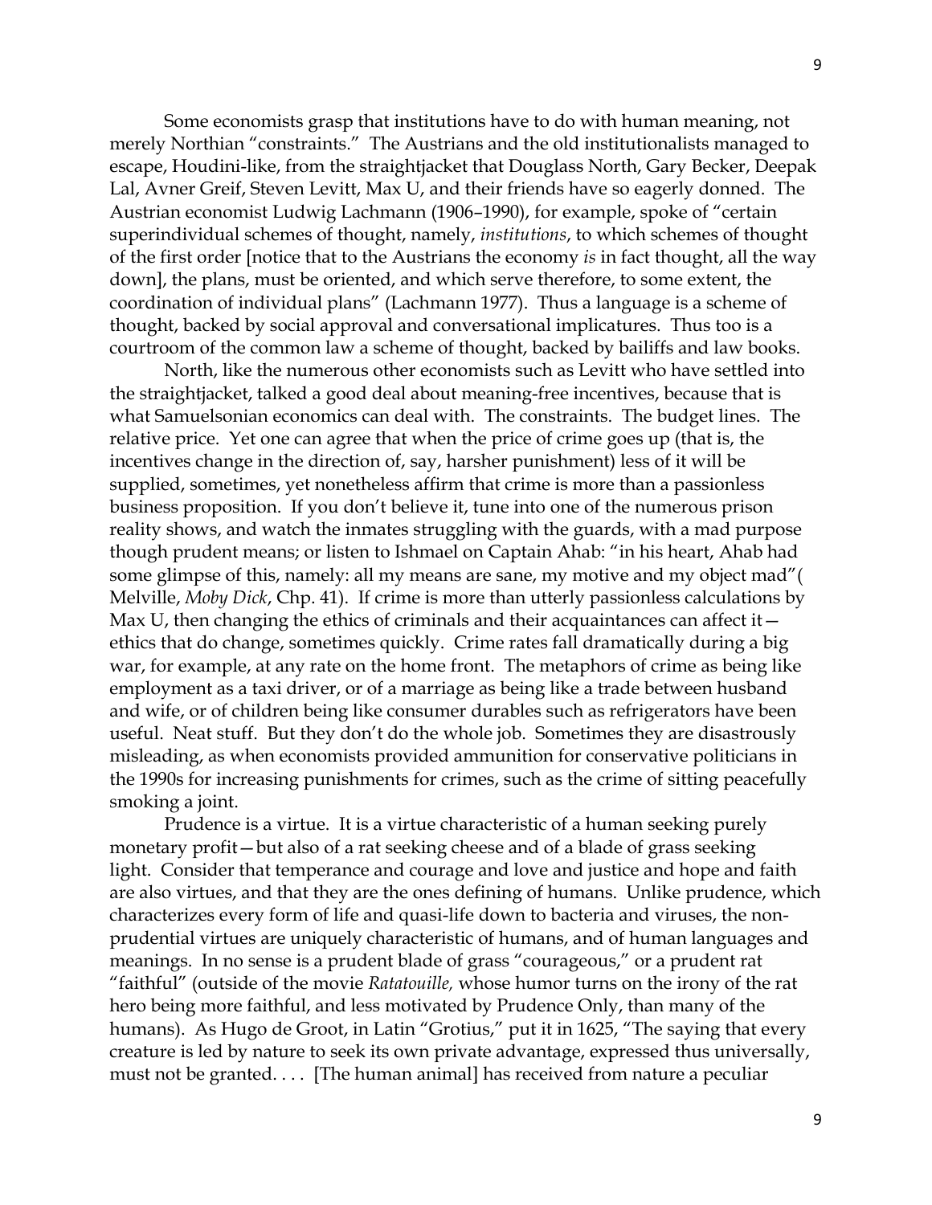Some economists grasp that institutions have to do with human meaning, not merely Northian "constraints." The Austrians and the old institutionalists managed to escape, Houdini-like, from the straightjacket that Douglass North, Gary Becker, Deepak Lal, Avner Greif, Steven Levitt, Max U, and their friends have so eagerly donned. The Austrian economist Ludwig Lachmann (1906–1990), for example, spoke of "certain superindividual schemes of thought, namely, *institutions*, to which schemes of thought of the first order [notice that to the Austrians the economy *is* in fact thought, all the way down], the plans, must be oriented, and which serve therefore, to some extent, the coordination of individual plans" (Lachmann 1977). Thus a language is a scheme of thought, backed by social approval and conversational implicatures. Thus too is a courtroom of the common law a scheme of thought, backed by bailiffs and law books.

North, like the numerous other economists such as Levitt who have settled into the straightjacket, talked a good deal about meaning-free incentives, because that is what Samuelsonian economics can deal with. The constraints. The budget lines. The relative price. Yet one can agree that when the price of crime goes up (that is, the incentives change in the direction of, say, harsher punishment) less of it will be supplied, sometimes, yet nonetheless affirm that crime is more than a passionless business proposition. If you don't believe it, tune into one of the numerous prison reality shows, and watch the inmates struggling with the guards, with a mad purpose though prudent means; or listen to Ishmael on Captain Ahab: "in his heart, Ahab had some glimpse of this, namely: all my means are sane, my motive and my object mad"( Melville, *Moby Dick*, Chp. 41). If crime is more than utterly passionless calculations by Max U, then changing the ethics of criminals and their acquaintances can affect it—ethics that do change, sometimes quickly. Crime rates fall dramatically during a big war, for example, at any rate on the home front. The metaphors of crime as being like employment as a taxi driver, or of a marriage as being like a trade between husband and wife, or of children being like consumer durables such as refrigerators have been useful. Neat stuff. But they don't do the whole job. Sometimes they are disastrously misleading, as when economists provided ammunition for conservative politicians in the 1990s for increasing punishments for crimes, such as the crime of sitting peacefully smoking a joint.

Prudence is a virtue. It is a virtue characteristic of a human seeking purely monetary profit—but also of a rat seeking cheese and of a blade of grass seeking light. Consider that temperance and courage and love and justice and hope and faith are also virtues, and that they are the ones defining of humans. Unlike prudence, which characterizes every form of life and quasi-life down to bacteria and viruses, the non-prudential virtues are uniquely characteristic of humans, and of human languages and meanings. In no sense is a prudent blade of grass "courageous," or a prudent rat "faithful" (outside of the movie *Ratatouille,* whose humor turns on the irony of the rat hero being more faithful, and less motivated by Prudence Only, than many of the humans). As Hugo de Groot, in Latin "Grotius," put it in 1625, "The saying that every creature is led by nature to seek its own private advantage, expressed thus universally, must not be granted. . . . [The human animal] has received from nature a peculiar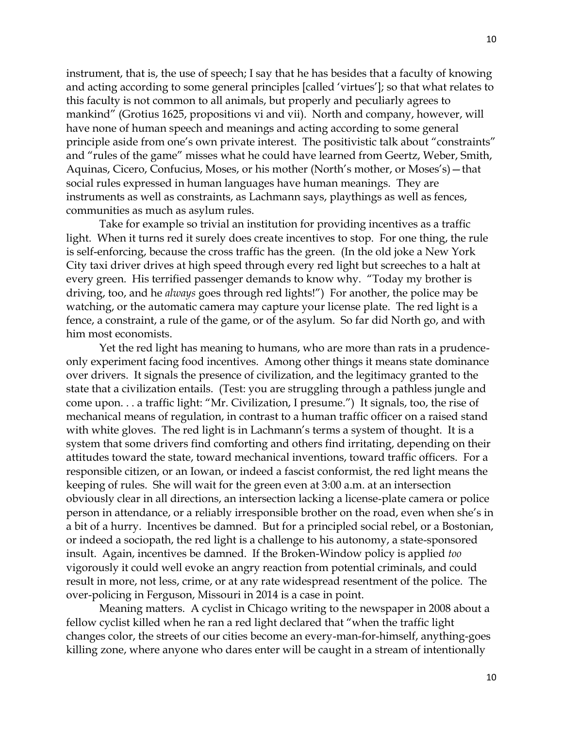instrument, that is, the use of speech; I say that he has besides that a faculty of knowing and acting according to some general principles [called 'virtues']; so that what relates to this faculty is not common to all animals, but properly and peculiarly agrees to mankind" (Grotius 1625, propositions vi and vii). North and company, however, will have none of human speech and meanings and acting according to some general principle aside from one's own private interest. The positivistic talk about "constraints" and "rules of the game" misses what he could have learned from Geertz, Weber, Smith, Aquinas, Cicero, Confucius, Moses, or his mother (North's mother, or Moses's)—that social rules expressed in human languages have human meanings. They are instruments as well as constraints, as Lachmann says, playthings as well as fences, communities as much as asylum rules.

Take for example so trivial an institution for providing incentives as a traffic light. When it turns red it surely does create incentives to stop. For one thing, the rule is self-enforcing, because the cross traffic has the green. (In the old joke a New York City taxi driver drives at high speed through every red light but screeches to a halt at every green. His terrified passenger demands to know why. "Today my brother is driving, too, and he *always* goes through red lights!") For another, the police may be watching, or the automatic camera may capture your license plate. The red light is a fence, a constraint, a rule of the game, or of the asylum. So far did North go, and with him most economists.

Yet the red light has meaning to humans, who are more than rats in a prudence-only experiment facing food incentives. Among other things it means state dominance over drivers. It signals the presence of civilization, and the legitimacy granted to the state that a civilization entails. (Test: you are struggling through a pathless jungle and come upon. . . a traffic light: "Mr. Civilization, I presume.") It signals, too, the rise of mechanical means of regulation, in contrast to a human traffic officer on a raised stand with white gloves. The red light is in Lachmann's terms a system of thought. It is a system that some drivers find comforting and others find irritating, depending on their attitudes toward the state, toward mechanical inventions, toward traffic officers. For a responsible citizen, or an Iowan, or indeed a fascist conformist, the red light means the keeping of rules. She will wait for the green even at 3:00 a.m. at an intersection obviously clear in all directions, an intersection lacking a license-plate camera or police person in attendance, or a reliably irresponsible brother on the road, even when she's in a bit of a hurry. Incentives be damned. But for a principled social rebel, or a Bostonian, or indeed a sociopath, the red light is a challenge to his autonomy, a state-sponsored insult. Again, incentives be damned. If the Broken-Window policy is applied *too* vigorously it could well evoke an angry reaction from potential criminals, and could result in more, not less, crime, or at any rate widespread resentment of the police. The over-policing in Ferguson, Missouri in 2014 is a case in point.

Meaning matters. A cyclist in Chicago writing to the newspaper in 2008 about a fellow cyclist killed when he ran a red light declared that "when the traffic light changes color, the streets of our cities become an every-man-for-himself, anything-goes killing zone, where anyone who dares enter will be caught in a stream of intentionally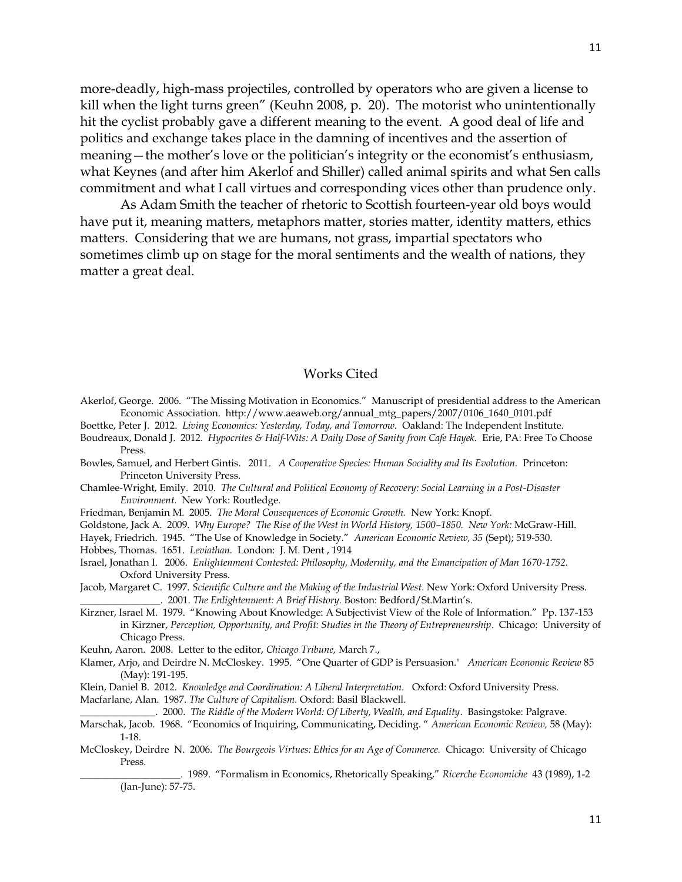more-deadly, high-mass projectiles, controlled by operators who are given a license to kill when the light turns green" (Keuhn 2008, p. 20). The motorist who unintentionally hit the cyclist probably gave a different meaning to the event. A good deal of life and politics and exchange takes place in the damning of incentives and the assertion of meaning—the mother's love or the politician's integrity or the economist's enthusiasm, what Keynes (and after him Akerlof and Shiller) called animal spirits and what Sen calls commitment and what I call virtues and corresponding vices other than prudence only.

As Adam Smith the teacher of rhetoric to Scottish fourteen-year old boys would have put it, meaning matters, metaphors matter, stories matter, identity matters, ethics matters. Considering that we are humans, not grass, impartial spectators who sometimes climb up on stage for the moral sentiments and the wealth of nations, they matter a great deal.

## Works Cited

Akerlof, George. 2006. "The Missing Motivation in Economics." Manuscript of presidential address to the American Economic Association. http://www.aeaweb.org/annual_mtg_papers/2007/0106_1640_0101.pdf

Boettke, Peter J. 2012. *Living Economics: Yesterday, Today, and Tomorrow.* Oakland: The Independent Institute.

Boudreaux, Donald J. 2012. *Hypocrites & Half-Wits: A Daily Dose of Sanity from Cafe Hayek.* Erie, PA: Free To Choose Press.

Bowles, Samuel, and Herbert Gintis. 2011. *A Cooperative Species: Human Sociality and Its Evolution.* Princeton: Princeton University Press.

Chamlee-Wright, Emily. 2010. *The Cultural and Political Economy of Recovery: Social Learning in a Post-Disaster Environment.* New York: Routledge.

Friedman, Benjamin M. 2005. *The Moral Consequences of Economic Growth.* New York: Knopf.

Goldstone, Jack A. 2009. *Why Europe? The Rise of the West in World History, 1500–1850. New York:* McGraw-Hill.

Hayek, Friedrich. 1945. "The Use of Knowledge in Society." *American Economic Review, 35* (Sept); 519-530.

Hobbes, Thomas. 1651. *Leviathan.* London: J. M. Dent , 1914

Israel, Jonathan I. 2006. *Enlightenment Contested: Philosophy, Modernity, and the Emancipation of Man 1670-1752.* Oxford University Press.

Jacob, Margaret C. 1997. *Scientific Culture and the Making of the Industrial West*. New York: Oxford University Press.

________________. 2001. *The Enlightenment: A Brief History.* Boston: Bedford/St.Martin's.

Kirzner, Israel M. 1979. "Knowing About Knowledge: A Subjectivist View of the Role of Information." Pp. 137-153 in Kirzner, *Perception, Opportunity, and Profit: Studies in the Theory of Entrepreneurship*. Chicago: University of Chicago Press.

Keuhn, Aaron. 2008. Letter to the editor, *Chicago Tribune,* March 7.,

Klamer, Arjo, and Deirdre N. McCloskey. 1995. "One Quarter of GDP is Persuasion." *American Economic Review* 85 (May): 191-195.

Klein, Daniel B. 2012. *Knowledge and Coordination: A Liberal Interpretation.* Oxford: Oxford University Press.

Macfarlane, Alan. 1987. *The Culture of Capitalism.* Oxford: Basil Blackwell.

_______________. 2000. *The Riddle of the Modern World: Of Liberty, Wealth, and Equality*. Basingstoke: Palgrave.

Marschak, Jacob. 1968. "Economics of Inquiring, Communicating, Deciding. " *American Economic Review,* 58 (May): 1-18.

McCloskey, Deirdre N. 2006. *The Bourgeois Virtues: Ethics for an Age of Commerce.* Chicago: University of Chicago Press.

____________________. 1989. "Formalism in Economics, Rhetorically Speaking," *Ricerche Economiche* 43 (1989), 1-2 (Jan-June): 57-75.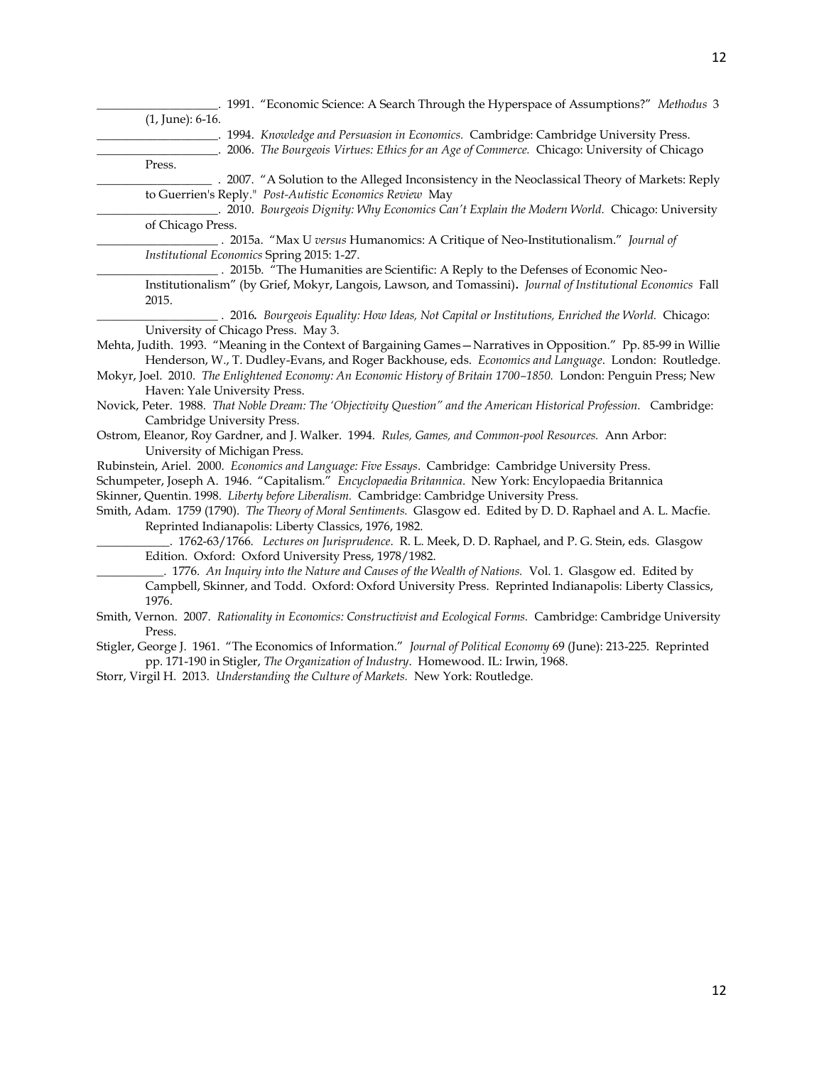\_\_\_\_\_\_\_\_\_\_\_\_\_\_\_\_\_\_\_\_. 1991. "Economic Science: A Search Through the Hyperspace of Assumptions?" *Methodus* 3 (1, June): 6-16.

\_\_\_\_\_\_\_\_\_\_\_\_\_\_\_\_\_\_\_\_. 1994. *Knowledge and Persuasion in Economics.* Cambridge: Cambridge University Press.

\_\_\_\_\_\_\_\_\_\_\_\_\_\_\_\_\_\_\_\_. 2006. *The Bourgeois Virtues: Ethics for an Age of Commerce.* Chicago: University of Chicago Press.

\_\_\_\_\_\_\_\_\_\_\_\_\_\_\_\_\_\_\_\_ . 2007. "A Solution to the Alleged Inconsistency in the Neoclassical Theory of Markets: Reply to Guerrien's Reply." *Post-Autistic Economics Review* May

\_\_\_\_\_\_\_\_\_\_\_\_\_\_\_\_\_\_\_\_. 2010. *Bourgeois Dignity: Why Economics Can't Explain the Modern World.* Chicago: University of Chicago Press.

\_\_\_\_\_\_\_\_\_\_\_\_\_\_\_\_\_\_\_\_ . 2015a. "Max U *versus* Humanomics: A Critique of Neo-Institutionalism." *Journal of Institutional Economics* Spring 2015: 1-27.

\_\_\_\_\_\_\_\_\_\_\_\_\_\_\_\_\_\_\_\_ . 2015b. "The Humanities are Scientific: A Reply to the Defenses of Economic Neo-Institutionalism" (by Grief, Mokyr, Langois, Lawson, and Tomassini)**.** *Journal of Institutional Economics* Fall 2015.

\_\_\_\_\_\_\_\_\_\_\_\_\_\_\_\_\_\_\_\_ . 2016**.** *Bourgeois Equality: How Ideas, Not Capital or Institutions, Enriched the World.* Chicago: University of Chicago Press. May 3.

Mehta, Judith. 1993. "Meaning in the Context of Bargaining Games—Narratives in Opposition." Pp. 85-99 in Willie Henderson, W., T. Dudley-Evans, and Roger Backhouse, eds. *Economics and Language*. London: Routledge.

Mokyr, Joel. 2010. *The Enlightened Economy: An Economic History of Britain 1700–1850.* London: Penguin Press; New Haven: Yale University Press.

Novick, Peter. 1988. *That Noble Dream: The 'Objectivity Question" and the American Historical Profession.* Cambridge: Cambridge University Press.

Ostrom, Eleanor, Roy Gardner, and J. Walker. 1994. *Rules, Games, and Common-pool Resources.* Ann Arbor: University of Michigan Press.

Rubinstein, Ariel. 2000. *Economics and Language: Five Essays*. Cambridge: Cambridge University Press.

Schumpeter, Joseph A. 1946. "Capitalism." *Encyclopaedia Britannica*. New York: Encylopaedia Britannica

Skinner, Quentin. 1998. *Liberty before Liberalism.* Cambridge: Cambridge University Press.

Smith, Adam. 1759 (1790). *The Theory of Moral Sentiments.* Glasgow ed. Edited by D. D. Raphael and A. L. Macfie. Reprinted Indianapolis: Liberty Classics, 1976, 1982.

\_\_\_\_\_\_\_\_\_\_\_\_. 1762-63/1766. *Lectures on Jurisprudence*. R. L. Meek, D. D. Raphael, and P. G. Stein, eds. Glasgow Edition. Oxford: Oxford University Press, 1978/1982.

\_\_\_\_\_\_\_\_\_\_\_. 1776. *An Inquiry into the Nature and Causes of the Wealth of Nations.* Vol. 1. Glasgow ed. Edited by Campbell, Skinner, and Todd. Oxford: Oxford University Press. Reprinted Indianapolis: Liberty Classics, 1976.

Smith, Vernon. 2007. *Rationality in Economics: Constructivist and Ecological Forms.* Cambridge: Cambridge University Press.

Stigler, George J. 1961. "The Economics of Information." *Journal of Political Economy* 69 (June): 213-225. Reprinted pp. 171-190 in Stigler, *The Organization of Industry*. Homewood. IL: Irwin, 1968.

Storr, Virgil H. 2013. *Understanding the Culture of Markets.* New York: Routledge.